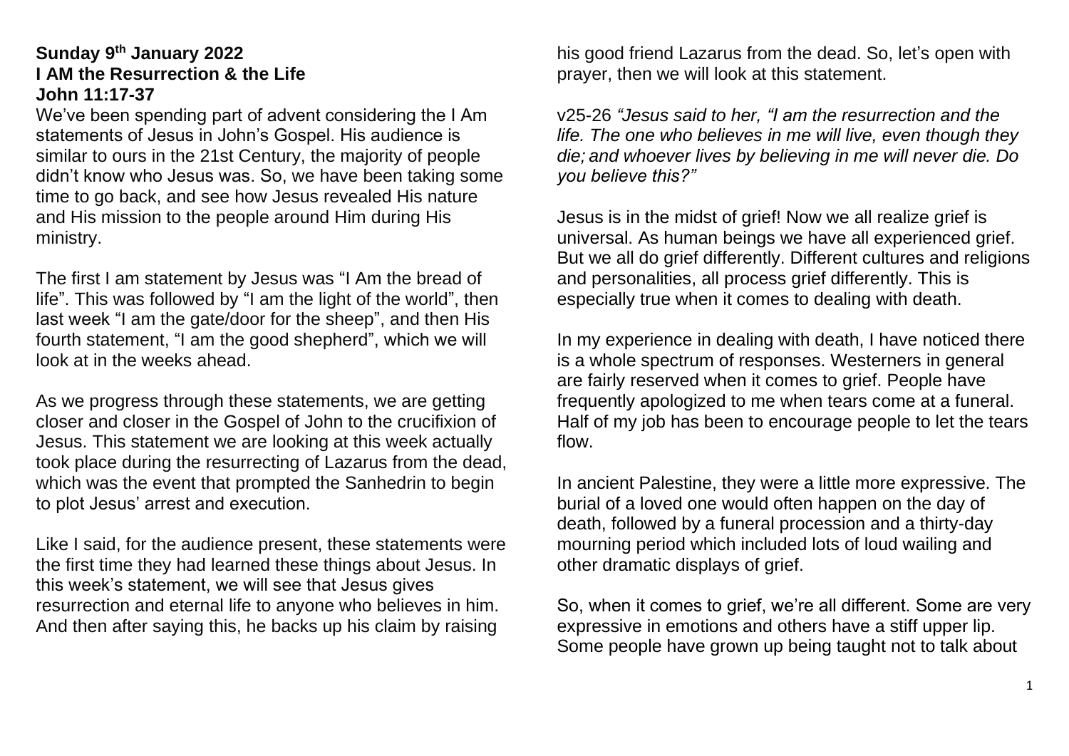**Sunday 9th January 2022**
**I AM the Resurrection & the Life**
**John 11:17-37**

We've been spending part of advent considering the I Am statements of Jesus in John's Gospel. His audience is similar to ours in the 21st Century, the majority of people didn't know who Jesus was. So, we have been taking some time to go back, and see how Jesus revealed His nature and His mission to the people around Him during His ministry.

The first I am statement by Jesus was "I Am the bread of life". This was followed by "I am the light of the world", then last week "I am the gate/door for the sheep", and then His fourth statement, "I am the good shepherd", which we will look at in the weeks ahead.

As we progress through these statements, we are getting closer and closer in the Gospel of John to the crucifixion of Jesus. This statement we are looking at this week actually took place during the resurrecting of Lazarus from the dead, which was the event that prompted the Sanhedrin to begin to plot Jesus' arrest and execution.

Like I said, for the audience present, these statements were the first time they had learned these things about Jesus. In this week's statement, we will see that Jesus gives resurrection and eternal life to anyone who believes in him. And then after saying this, he backs up his claim by raising his good friend Lazarus from the dead. So, let's open with prayer, then we will look at this statement.

v25-26 *"Jesus said to her, "I am the resurrection and the life. The one who believes in me will live, even though they die; and whoever lives by believing in me will never die. Do you believe this?"*

Jesus is in the midst of grief! Now we all realize grief is universal. As human beings we have all experienced grief. But we all do grief differently. Different cultures and religions and personalities, all process grief differently. This is especially true when it comes to dealing with death.

In my experience in dealing with death, I have noticed there is a whole spectrum of responses. Westerners in general are fairly reserved when it comes to grief. People have frequently apologized to me when tears come at a funeral. Half of my job has been to encourage people to let the tears flow.

In ancient Palestine, they were a little more expressive. The burial of a loved one would often happen on the day of death, followed by a funeral procession and a thirty-day mourning period which included lots of loud wailing and other dramatic displays of grief.

So, when it comes to grief, we're all different. Some are very expressive in emotions and others have a stiff upper lip. Some people have grown up being taught not to talk about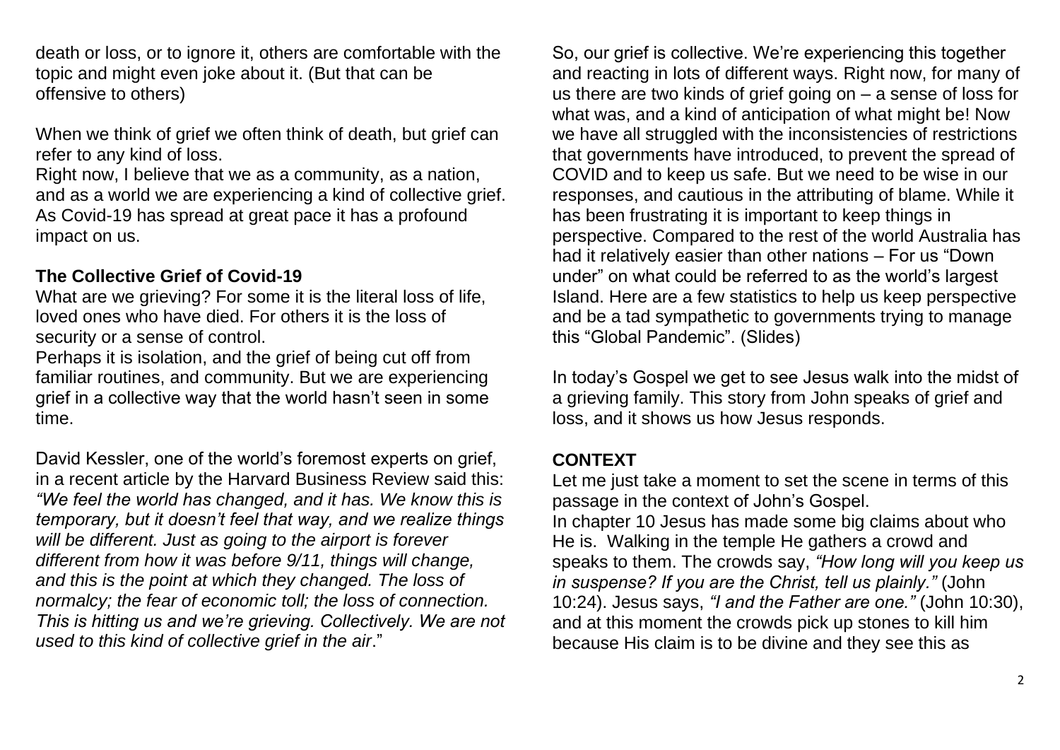death or loss, or to ignore it, others are comfortable with the topic and might even joke about it. (But that can be offensive to others)

When we think of grief we often think of death, but grief can refer to any kind of loss.
Right now, I believe that we as a community, as a nation, and as a world we are experiencing a kind of collective grief. As Covid-19 has spread at great pace it has a profound impact on us.

**The Collective Grief of Covid-19**

What are we grieving? For some it is the literal loss of life, loved ones who have died. For others it is the loss of security or a sense of control.
Perhaps it is isolation, and the grief of being cut off from familiar routines, and community. But we are experiencing grief in a collective way that the world hasn't seen in some time.

David Kessler, one of the world's foremost experts on grief, in a recent article by the Harvard Business Review said this: *"We feel the world has changed, and it has. We know this is temporary, but it doesn't feel that way, and we realize things will be different. Just as going to the airport is forever different from how it was before 9/11, things will change, and this is the point at which they changed. The loss of normalcy; the fear of economic toll; the loss of connection. This is hitting us and we're grieving. Collectively. We are not used to this kind of collective grief in the air*."

So, our grief is collective. We're experiencing this together and reacting in lots of different ways. Right now, for many of us there are two kinds of grief going on – a sense of loss for what was, and a kind of anticipation of what might be! Now we have all struggled with the inconsistencies of restrictions that governments have introduced, to prevent the spread of COVID and to keep us safe. But we need to be wise in our responses, and cautious in the attributing of blame. While it has been frustrating it is important to keep things in perspective. Compared to the rest of the world Australia has had it relatively easier than other nations – For us "Down under" on what could be referred to as the world's largest Island. Here are a few statistics to help us keep perspective and be a tad sympathetic to governments trying to manage this "Global Pandemic". (Slides)

In today's Gospel we get to see Jesus walk into the midst of a grieving family. This story from John speaks of grief and loss, and it shows us how Jesus responds.

**CONTEXT**

Let me just take a moment to set the scene in terms of this passage in the context of John's Gospel.
In chapter 10 Jesus has made some big claims about who He is. Walking in the temple He gathers a crowd and speaks to them. The crowds say, *"How long will you keep us in suspense? If you are the Christ, tell us plainly."* (John 10:24). Jesus says, *"I and the Father are one."* (John 10:30), and at this moment the crowds pick up stones to kill him because His claim is to be divine and they see this as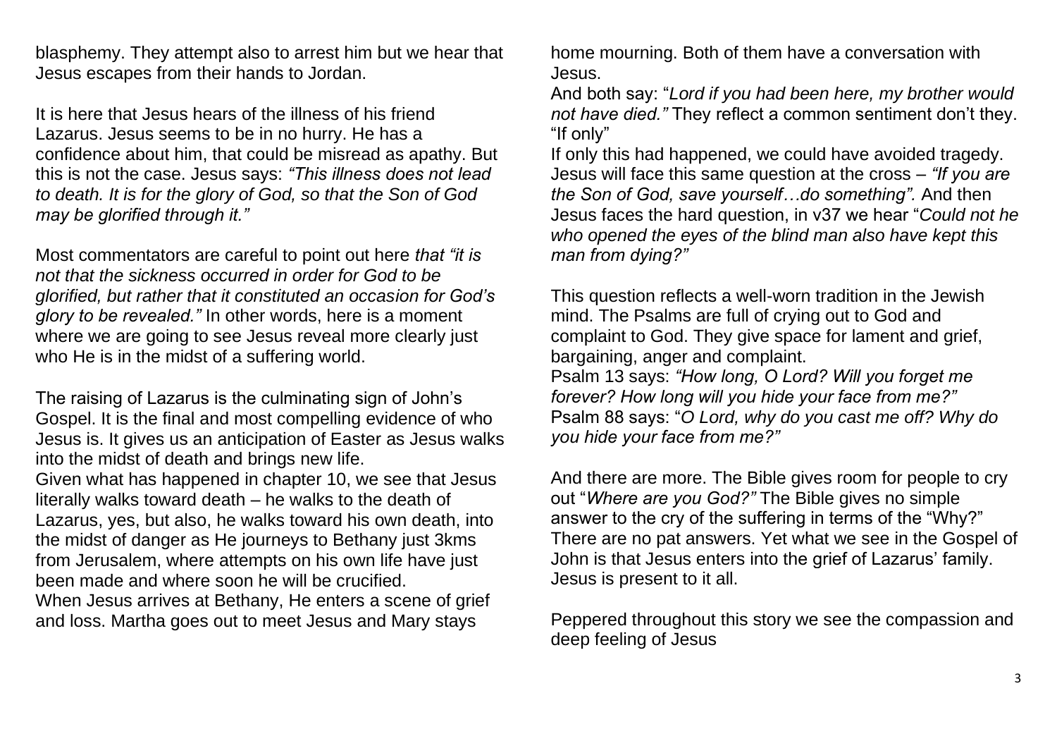blasphemy. They attempt also to arrest him but we hear that Jesus escapes from their hands to Jordan.

It is here that Jesus hears of the illness of his friend Lazarus. Jesus seems to be in no hurry. He has a confidence about him, that could be misread as apathy. But this is not the case. Jesus says: *"This illness does not lead to death. It is for the glory of God, so that the Son of God may be glorified through it."*

Most commentators are careful to point out here *that "it is not that the sickness occurred in order for God to be glorified, but rather that it constituted an occasion for God's glory to be revealed."* In other words, here is a moment where we are going to see Jesus reveal more clearly just who He is in the midst of a suffering world.

The raising of Lazarus is the culminating sign of John's Gospel. It is the final and most compelling evidence of who Jesus is. It gives us an anticipation of Easter as Jesus walks into the midst of death and brings new life.
Given what has happened in chapter 10, we see that Jesus literally walks toward death – he walks to the death of Lazarus, yes, but also, he walks toward his own death, into the midst of danger as He journeys to Bethany just 3kms from Jerusalem, where attempts on his own life have just been made and where soon he will be crucified.
When Jesus arrives at Bethany, He enters a scene of grief and loss. Martha goes out to meet Jesus and Mary stays home mourning. Both of them have a conversation with Jesus.
And both say: "*Lord if you had been here, my brother would not have died."* They reflect a common sentiment don't they. "If only"
If only this had happened, we could have avoided tragedy. Jesus will face this same question at the cross – *"If you are the Son of God, save yourself…do something".* And then Jesus faces the hard question, in v37 we hear "*Could not he who opened the eyes of the blind man also have kept this man from dying?"*

This question reflects a well-worn tradition in the Jewish mind. The Psalms are full of crying out to God and complaint to God. They give space for lament and grief, bargaining, anger and complaint.
Psalm 13 says: *"How long, O Lord? Will you forget me forever? How long will you hide your face from me?"*
Psalm 88 says: "*O Lord, why do you cast me off? Why do you hide your face from me?"*

And there are more. The Bible gives room for people to cry out "*Where are you God?"* The Bible gives no simple answer to the cry of the suffering in terms of the "Why?" There are no pat answers. Yet what we see in the Gospel of John is that Jesus enters into the grief of Lazarus' family. Jesus is present to it all.

Peppered throughout this story we see the compassion and deep feeling of Jesus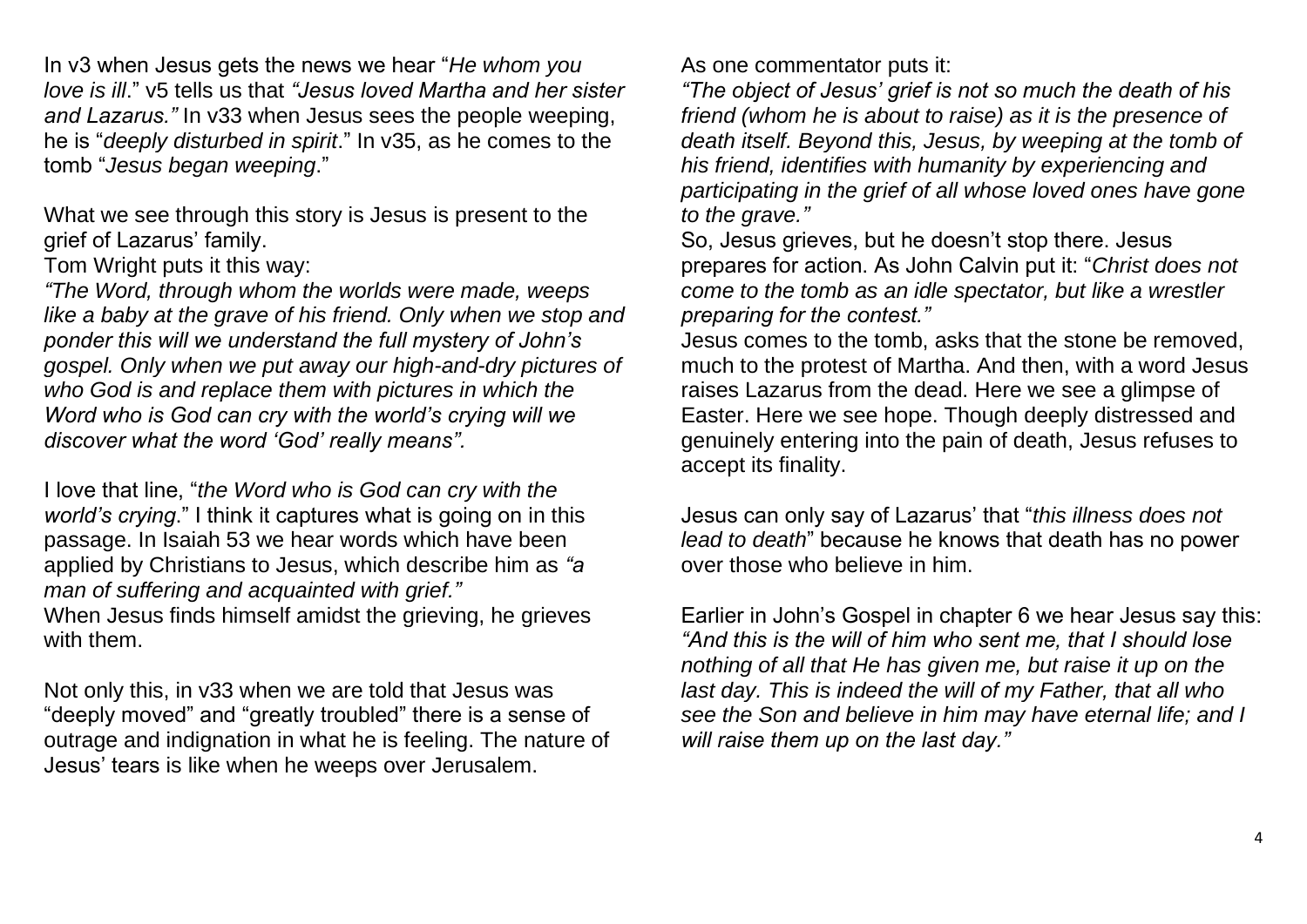In v3 when Jesus gets the news we hear "*He whom you love is ill*." v5 tells us that *"Jesus loved Martha and her sister and Lazarus."* In v33 when Jesus sees the people weeping, he is "*deeply disturbed in spirit*." In v35, as he comes to the tomb "*Jesus began weeping*."

What we see through this story is Jesus is present to the grief of Lazarus' family.

Tom Wright puts it this way:

*"The Word, through whom the worlds were made, weeps like a baby at the grave of his friend. Only when we stop and ponder this will we understand the full mystery of John's gospel. Only when we put away our high-and-dry pictures of who God is and replace them with pictures in which the Word who is God can cry with the world's crying will we discover what the word 'God' really means".*

I love that line, "*the Word who is God can cry with the world's crying*." I think it captures what is going on in this passage. In Isaiah 53 we hear words which have been applied by Christians to Jesus, which describe him as *"a man of suffering and acquainted with grief."*

When Jesus finds himself amidst the grieving, he grieves with them.

Not only this, in v33 when we are told that Jesus was "deeply moved" and "greatly troubled" there is a sense of outrage and indignation in what he is feeling. The nature of Jesus' tears is like when he weeps over Jerusalem.

As one commentator puts it:

*"The object of Jesus' grief is not so much the death of his friend (whom he is about to raise) as it is the presence of death itself. Beyond this, Jesus, by weeping at the tomb of his friend, identifies with humanity by experiencing and participating in the grief of all whose loved ones have gone to the grave."*

So, Jesus grieves, but he doesn't stop there. Jesus prepares for action. As John Calvin put it: "*Christ does not come to the tomb as an idle spectator, but like a wrestler preparing for the contest."*

Jesus comes to the tomb, asks that the stone be removed, much to the protest of Martha. And then, with a word Jesus raises Lazarus from the dead. Here we see a glimpse of Easter. Here we see hope. Though deeply distressed and genuinely entering into the pain of death, Jesus refuses to accept its finality.

Jesus can only say of Lazarus' that "*this illness does not lead to death*" because he knows that death has no power over those who believe in him.

Earlier in John's Gospel in chapter 6 we hear Jesus say this: *"And this is the will of him who sent me, that I should lose nothing of all that He has given me, but raise it up on the last day. This is indeed the will of my Father, that all who see the Son and believe in him may have eternal life; and I will raise them up on the last day."*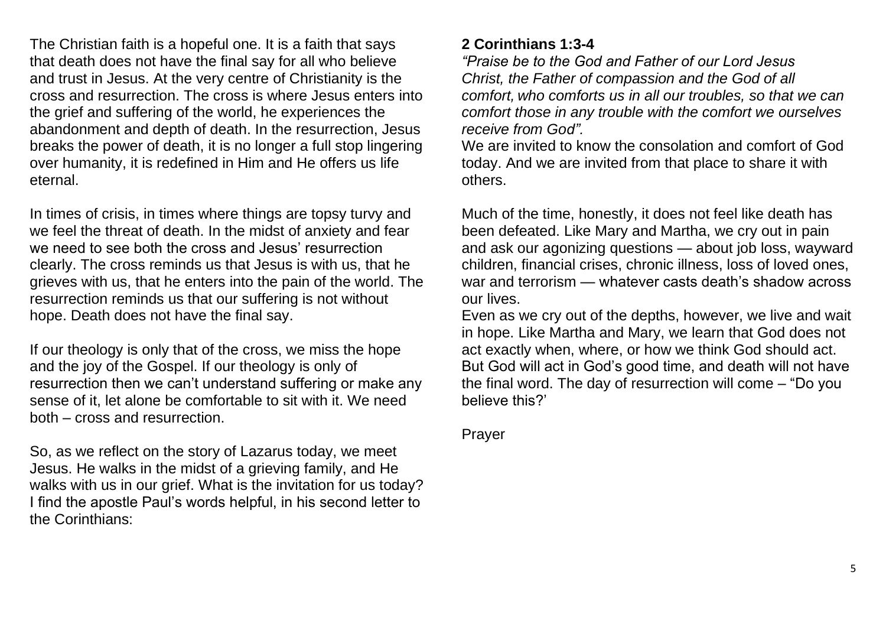The Christian faith is a hopeful one. It is a faith that says that death does not have the final say for all who believe and trust in Jesus. At the very centre of Christianity is the cross and resurrection. The cross is where Jesus enters into the grief and suffering of the world, he experiences the abandonment and depth of death. In the resurrection, Jesus breaks the power of death, it is no longer a full stop lingering over humanity, it is redefined in Him and He offers us life eternal.

In times of crisis, in times where things are topsy turvy and we feel the threat of death. In the midst of anxiety and fear we need to see both the cross and Jesus' resurrection clearly. The cross reminds us that Jesus is with us, that he grieves with us, that he enters into the pain of the world. The resurrection reminds us that our suffering is not without hope. Death does not have the final say.

If our theology is only that of the cross, we miss the hope and the joy of the Gospel. If our theology is only of resurrection then we can't understand suffering or make any sense of it, let alone be comfortable to sit with it. We need both – cross and resurrection.

So, as we reflect on the story of Lazarus today, we meet Jesus. He walks in the midst of a grieving family, and He walks with us in our grief. What is the invitation for us today? I find the apostle Paul's words helpful, in his second letter to the Corinthians:

**2 Corinthians 1:3-4**

*"Praise be to the God and Father of our Lord Jesus Christ, the Father of compassion and the God of all comfort, who comforts us in all our troubles, so that we can comfort those in any trouble with the comfort we ourselves receive from God".*

We are invited to know the consolation and comfort of God today. And we are invited from that place to share it with others.

Much of the time, honestly, it does not feel like death has been defeated. Like Mary and Martha, we cry out in pain and ask our agonizing questions — about job loss, wayward children, financial crises, chronic illness, loss of loved ones, war and terrorism — whatever casts death's shadow across our lives.

Even as we cry out of the depths, however, we live and wait in hope. Like Martha and Mary, we learn that God does not act exactly when, where, or how we think God should act. But God will act in God's good time, and death will not have the final word. The day of resurrection will come – "Do you believe this?'

Prayer